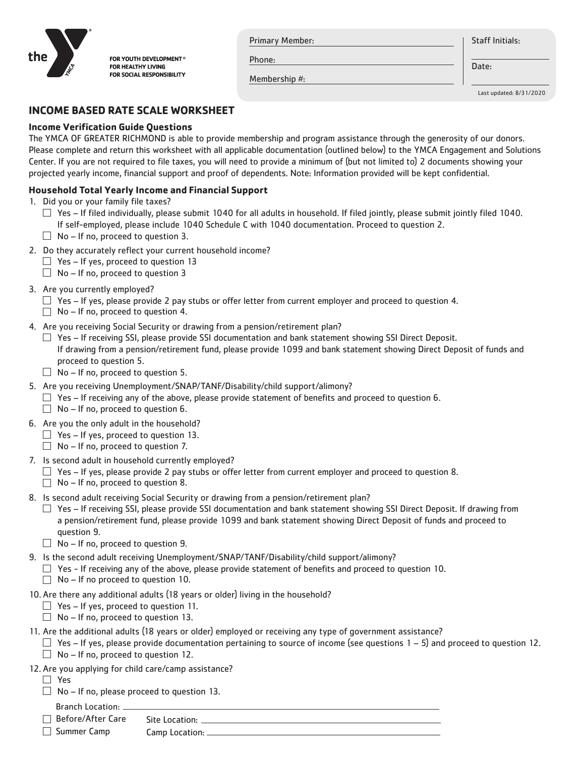the YMCA

FOR YOUTH DEVELOPMENT®
FOR HEALTHY LIVING
FOR SOCIAL RESPONSIBILITY

Primary Member: ______________________

Phone: ______________________

Membership #: ______________________

Staff Initials: ______________________

Date: ______________________

Last updated: 8/31/2020

## INCOME BASED RATE SCALE WORKSHEET

### Income Verification Guide Questions

The YMCA OF GREATER RICHMOND is able to provide membership and program assistance through the generosity of our donors. Please complete and return this worksheet with all applicable documentation (outlined below) to the YMCA Engagement and Solutions Center. If you are not required to file taxes, you will need to provide a minimum of (but not limited to) 2 documents showing your projected yearly income, financial support and proof of dependents. Note: Information provided will be kept confidential.

### Household Total Yearly Income and Financial Support

1. Did you or your family file taxes?
   - ☐ Yes – If filed individually, please submit 1040 for all adults in household. If filed jointly, please submit jointly filed 1040. If self-employed, please include 1040 Schedule C with 1040 documentation. Proceed to question 2.
   - ☐ No – If no, proceed to question 3.
2. Do they accurately reflect your current household income?
   - ☐ Yes – If yes, proceed to question 13
   - ☐ No – If no, proceed to question 3
3. Are you currently employed?
   - ☐ Yes – If yes, please provide 2 pay stubs or offer letter from current employer and proceed to question 4.
   - ☐ No – If no, proceed to question 4.
4. Are you receiving Social Security or drawing from a pension/retirement plan?
   - ☐ Yes – If receiving SSI, please provide SSI documentation and bank statement showing SSI Direct Deposit. If drawing from a pension/retirement fund, please provide 1099 and bank statement showing Direct Deposit of funds and proceed to question 5.
   - ☐ No – If no, proceed to question 5.
5. Are you receiving Unemployment/SNAP/TANF/Disability/child support/alimony?
   - ☐ Yes – If receiving any of the above, please provide statement of benefits and proceed to question 6.
   - ☐ No – If no, proceed to question 6.
6. Are you the only adult in the household?
   - ☐ Yes – If yes, proceed to question 13.
   - ☐ No – If no, proceed to question 7.
7. Is second adult in household currently employed?
   - ☐ Yes – If yes, please provide 2 pay stubs or offer letter from current employer and proceed to question 8.
   - ☐ No – If no, proceed to question 8.
8. Is second adult receiving Social Security or drawing from a pension/retirement plan?
   - ☐ Yes – If receiving SSI, please provide SSI documentation and bank statement showing SSI Direct Deposit. If drawing from a pension/retirement fund, please provide 1099 and bank statement showing Direct Deposit of funds and proceed to question 9.
   - ☐ No – If no, proceed to question 9.
9. Is the second adult receiving Unemployment/SNAP/TANF/Disability/child support/alimony?
   - ☐ Yes - If receiving any of the above, please provide statement of benefits and proceed to question 10.
   - ☐ No – If no proceed to question 10.
10. Are there any additional adults (18 years or older) living in the household?
    - ☐ Yes – If yes, proceed to question 11.
    - ☐ No – If no, proceed to question 13.
11. Are the additional adults (18 years or older) employed or receiving any type of government assistance?
    - ☐ Yes – If yes, please provide documentation pertaining to source of income (see questions 1 – 5) and proceed to question 12.
    - ☐ No – If no, proceed to question 12.
12. Are you applying for child care/camp assistance?
    - ☐ Yes
    - ☐ No – If no, please proceed to question 13.

    Branch Location: ______________________

    ☐ Before/After Care  Site Location: ______________________

    ☐ Summer Camp  Camp Location: ______________________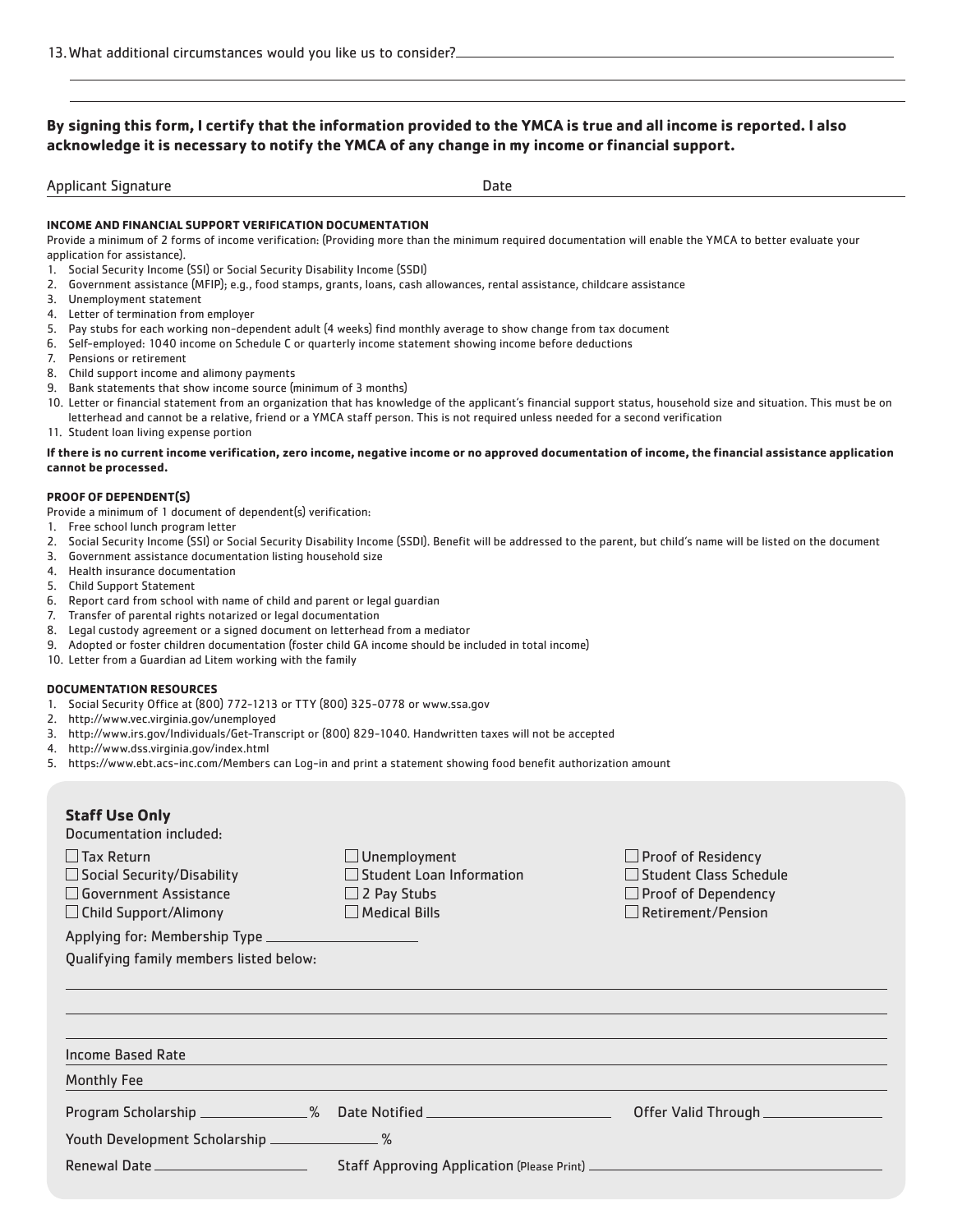13. What additional circumstances would you like us to consider? ______________________________

______________________________

______________________________

**By signing this form, I certify that the information provided to the YMCA is true and all income is reported. I also acknowledge it is necessary to notify the YMCA of any change in my income or financial support.**

Applicant Signature ______________________________ Date ______________________________

#### INCOME AND FINANCIAL SUPPORT VERIFICATION DOCUMENTATION

Provide a minimum of 2 forms of income verification: (Providing more than the minimum required documentation will enable the YMCA to better evaluate your application for assistance).

1. Social Security Income (SSI) or Social Security Disability Income (SSDI)
2. Government assistance (MFIP); e.g., food stamps, grants, loans, cash allowances, rental assistance, childcare assistance
3. Unemployment statement
4. Letter of termination from employer
5. Pay stubs for each working non-dependent adult (4 weeks) find monthly average to show change from tax document
6. Self-employed: 1040 income on Schedule C or quarterly income statement showing income before deductions
7. Pensions or retirement
8. Child support income and alimony payments
9. Bank statements that show income source (minimum of 3 months)
10. Letter or financial statement from an organization that has knowledge of the applicant's financial support status, household size and situation. This must be on letterhead and cannot be a relative, friend or a YMCA staff person. This is not required unless needed for a second verification
11. Student loan living expense portion

**If there is no current income verification, zero income, negative income or no approved documentation of income, the financial assistance application cannot be processed.**

#### PROOF OF DEPENDENT(S)

Provide a minimum of 1 document of dependent(s) verification:

1. Free school lunch program letter
2. Social Security Income (SSI) or Social Security Disability Income (SSDI). Benefit will be addressed to the parent, but child's name will be listed on the document
3. Government assistance documentation listing household size
4. Health insurance documentation
5. Child Support Statement
6. Report card from school with name of child and parent or legal guardian
7. Transfer of parental rights notarized or legal documentation
8. Legal custody agreement or a signed document on letterhead from a mediator
9. Adopted or foster children documentation (foster child GA income should be included in total income)
10. Letter from a Guardian ad Litem working with the family

#### DOCUMENTATION RESOURCES

1. Social Security Office at (800) 772-1213 or TTY (800) 325-0778 or www.ssa.gov
2. http://www.vec.virginia.gov/unemployed
3. http://www.irs.gov/Individuals/Get-Transcript or (800) 829-1040. Handwritten taxes will not be accepted
4. http://www.dss.virginia.gov/index.html
5. https://www.ebt.acs-inc.com/Members can Log-in and print a statement showing food benefit authorization amount

### Staff Use Only

Documentation included:

- ☐ Tax Return
- ☐ Social Security/Disability
- ☐ Government Assistance
- ☐ Child Support/Alimony
- ☐ Unemployment
- ☐ Student Loan Information
- ☐ 2 Pay Stubs
- ☐ Medical Bills
- ☐ Proof of Residency
- ☐ Student Class Schedule
- ☐ Proof of Dependency
- ☐ Retirement/Pension

Applying for: Membership Type ______________________________

Qualifying family members listed below:

______________________________

______________________________

______________________________

Income Based Rate ______________________________

Monthly Fee ______________________________

Program Scholarship ______________ % Date Notified ______________________________ Offer Valid Through ______________________________

Youth Development Scholarship ______________ %

Renewal Date ______________________________ Staff Approving Application (Please Print) ______________________________